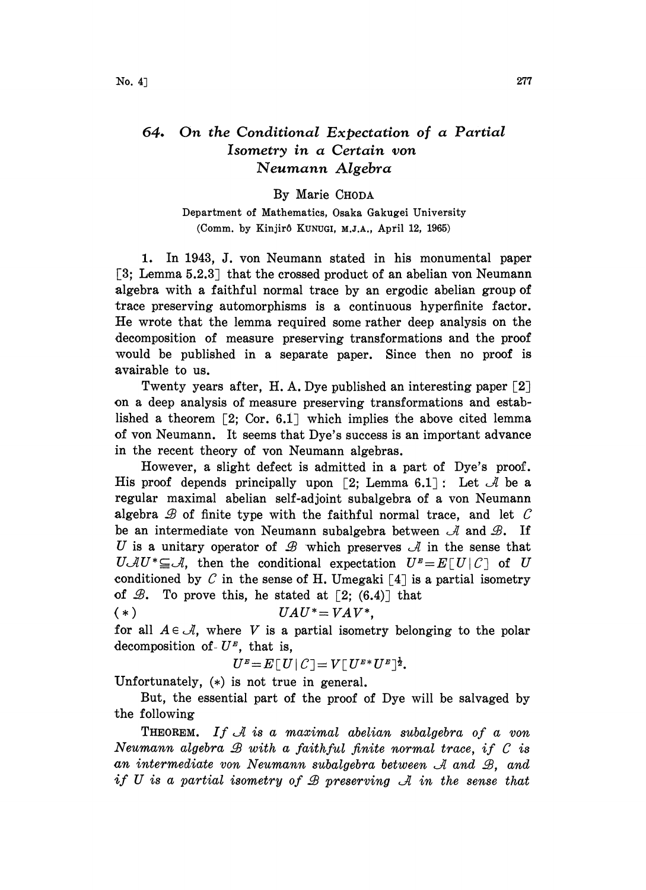# 64. On the Conditional Expectation of a Partial Isometry in a Certain von Neumann Algebra

By Marie CHODA

Department of Mathematics, Osaka Gakugei University

(Comm. by Kinjirô KUNUGI, M.J.A., April 12, 1965)

1. In 1943, J. von Neumann stated in his monumental paper [3; Lemma 5.2.3] that the crossed product of an abelian von Neumann algebra with a faithful normal trace by an ergodic abelian group of trace preserving automorphisms is a continuous hyperfinite factor. He wrote that the lemma required some rather deep analysis on the decomposition of measure preserving transformations and the proof would be published in a separate paper. Since then no proof is avairable to us.

Twenty years after, H. A. Dye published an interesting paper [2] on a deep analysis of measure preserving transformations and established a theorem [2; Cor. 6.1] which implies the above cited lemma of von Neumann. It seems that Dye's success is an important advance in the recent theory of von Neumann algebras.

However, a slight defect is admitted in a part of Dye's proof. His proof depends principally upon [2; Lemma 6.1]: Let $\mathcal{A}$ be a regular maximal abelian self-adjoint subalgebra of a von Neumann algebra $\mathcal{B}$ of finite type with the faithful normal trace, and let $C$ be an intermediate von Neumann subalgebra between $\mathcal{A}$ and $\mathcal{B}$. If $U$ is a unitary operator of $\mathcal{B}$ which preserves $\mathcal{A}$ in the sense that $U\mathcal{A}U^* \subseteqq \mathcal{A}$, then the conditional expectation $U^E = E[U \mid C]$ of $U$ conditioned by $C$ in the sense of H. Umegaki [4] is a partial isometry of $\mathcal{B}$. To prove this, he stated at [2; (6.4)] that

$$(*) \qquad UAU^* = VAV^*,$$

for all $A \in \mathcal{A}$, where $V$ is a partial isometry belonging to the polar decomposition of $U^E$, that is,

$$U^E = E[U \mid C] = V[U^{E*}U^E]^{\frac{1}{2}}.$$

Unfortunately, $(*)$ is not true in general.

But, the essential part of the proof of Dye will be salvaged by the following

THEOREM. *If $\mathcal{A}$ is a maximal abelian subalgebra of a von Neumann algebra $\mathcal{B}$ with a faithful finite normal trace, if $C$ is an intermediate von Neumann subalgebra between $\mathcal{A}$ and $\mathcal{B}$, and if $U$ is a partial isometry of $\mathcal{B}$ preserving $\mathcal{A}$ in the sense that*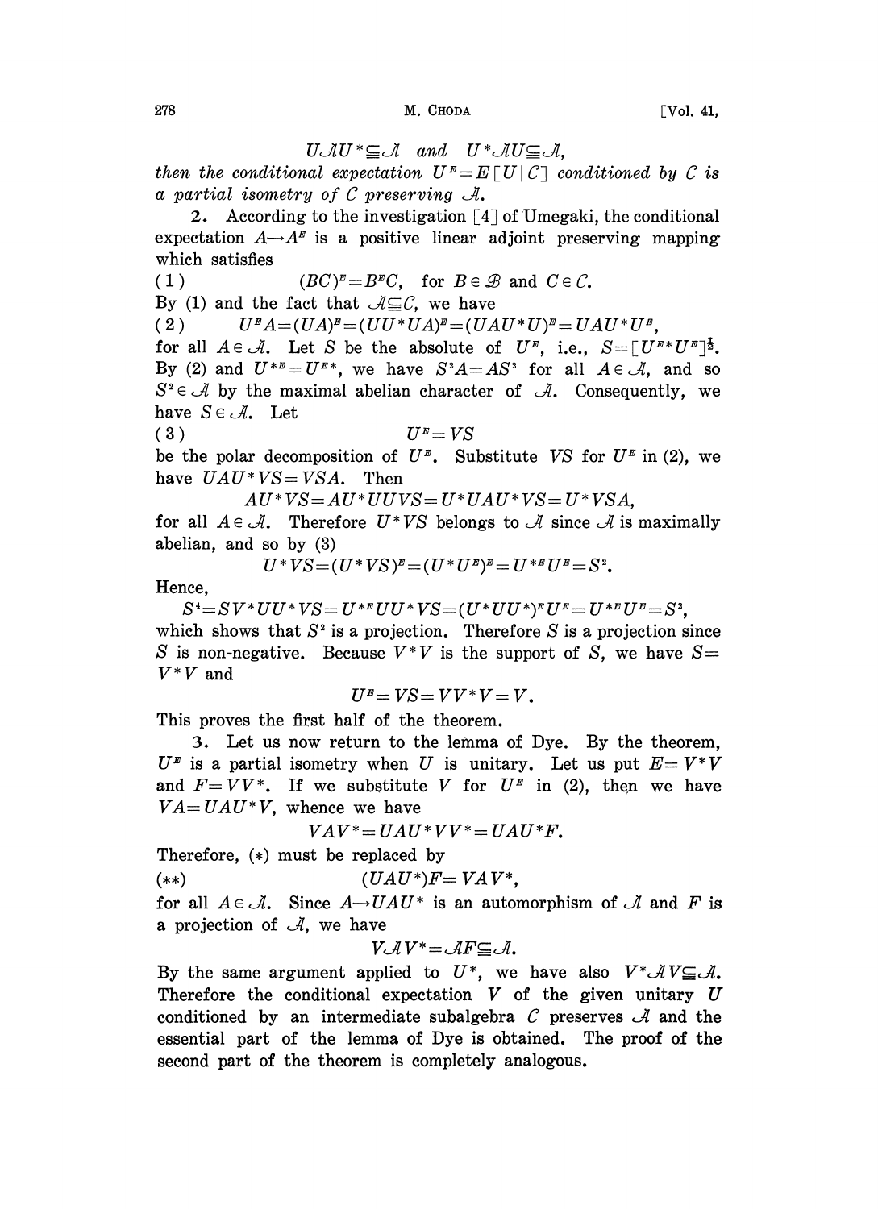$$U\mathcal{A}U^* \subseteq \mathcal{A} \quad and \quad U^*\mathcal{A}U \subseteq \mathcal{A},$$

*then the conditional expectation $U^E = E[U|C]$ conditioned by $C$ is a partial isometry of $C$ preserving $\mathcal{A}$.*

2. According to the investigation [4] of Umegaki, the conditional expectation $A \to A^E$ is a positive linear adjoint preserving mapping which satisfies

$$(BC)^E = B^E C, \quad \text{for } B \in \mathcal{B} \text{ and } C \in C. \tag{1}$$

By (1) and the fact that $\mathcal{A} \subseteq C$, we have

$$U^E A = (UA)^E = (UU^*UA)^E = (UAU^*U)^E = UAU^*U^E, \tag{2}$$

for all $A \in \mathcal{A}$. Let $S$ be the absolute of $U^E$, i.e., $S = [U^{E*}U^E]^{\frac{1}{2}}$. By (2) and $U^{*E} = U^{E*}$, we have $S^2A = AS^2$ for all $A \in \mathcal{A}$, and so $S^2 \in \mathcal{A}$ by the maximal abelian character of $\mathcal{A}$. Consequently, we have $S \in \mathcal{A}$. Let

$$U^E = VS \tag{3}$$

be the polar decomposition of $U^E$. Substitute $VS$ for $U^E$ in (2), we have $UAU^*VS = VSA$. Then

$$AU^*VS = AU^*UVS = U^*UAU^*VS = U^*VSA,$$

for all $A \in \mathcal{A}$. Therefore $U^*VS$ belongs to $\mathcal{A}$ since $\mathcal{A}$ is maximally abelian, and so by (3)

$$U^*VS = (U^*VS)^E = (U^*U^E)^E = U^{*E}U^E = S^2.$$

Hence,

$$S^4 = SV^*UU^*VS = U^{*E}UU^*VS = (U^*UU^*)^E U^E = U^{*E}U^E = S^2,$$

which shows that $S^2$ is a projection. Therefore $S$ is a projection since $S$ is non-negative. Because $V^*V$ is the support of $S$, we have $S = V^*V$ and

$$U^E = VS = VV^*V = V.$$

This proves the first half of the theorem.

3. Let us now return to the lemma of Dye. By the theorem, $U^E$ is a partial isometry when $U$ is unitary. Let us put $E = V^*V$ and $F = VV^*$. If we substitute $V$ for $U^E$ in (2), then we have $VA = UAU^*V$, whence we have

$$VAV^* = UAU^*VV^* = UAU^*F.$$

Therefore, $(*)$ must be replaced by

$$(UAU^*)F = VAV^*, \tag{**}$$

for all $A \in \mathcal{A}$. Since $A \to UAU^*$ is an automorphism of $\mathcal{A}$ and $F$ is a projection of $\mathcal{A}$, we have

$$V\mathcal{A}V^* = \mathcal{A}F \subseteq \mathcal{A}.$$

By the same argument applied to $U^*$, we have also $V^*\mathcal{A}V \subseteq \mathcal{A}$. Therefore the conditional expectation $V$ of the given unitary $U$ conditioned by an intermediate subalgebra $C$ preserves $\mathcal{A}$ and the essential part of the lemma of Dye is obtained. The proof of the second part of the theorem is completely analogous.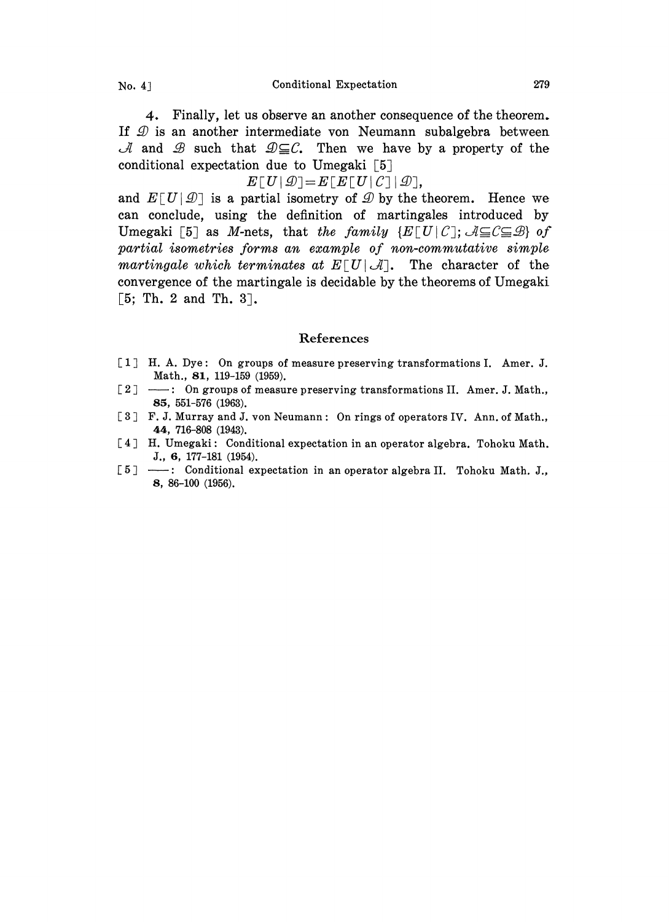4. Finally, let us observe an another consequence of the theorem. If $\mathcal{D}$ is an another intermediate von Neumann subalgebra between $\mathcal{A}$ and $\mathcal{B}$ such that $\mathcal{D} \subseteqq \mathcal{C}$. Then we have by a property of the conditional expectation due to Umegaki [5]

$$E[U \mid \mathcal{D}] = E[E[U \mid \mathcal{C}] \mid \mathcal{D}],$$

and $E[U \mid \mathcal{D}]$ is a partial isometry of $\mathcal{D}$ by the theorem. Hence we can conclude, using the definition of martingales introduced by Umegaki [5] as $M$-nets, that *the family $\{E[U \mid \mathcal{C}]; \mathcal{A} \subseteqq \mathcal{C} \subseteqq \mathcal{B}\}$ of partial isometries forms an example of non-commutative simple martingale which terminates at $E[U \mid \mathcal{A}]$.* The character of the convergence of the martingale is decidable by the theorems of Umegaki [5; Th. 2 and Th. 3].

## References

[1] H. A. Dye: On groups of measure preserving transformations I. Amer. J. Math., **81**, 119-159 (1959).

[2] ——: On groups of measure preserving transformations II. Amer. J. Math., **85**, 551-576 (1963).

[3] F. J. Murray and J. von Neumann: On rings of operators IV. Ann. of Math., **44**, 716-808 (1943).

[4] H. Umegaki: Conditional expectation in an operator algebra. Tohoku Math. J., **6**, 177-181 (1954).

[5] ——: Conditional expectation in an operator algebra II. Tohoku Math. J., **8**, 86-100 (1956).